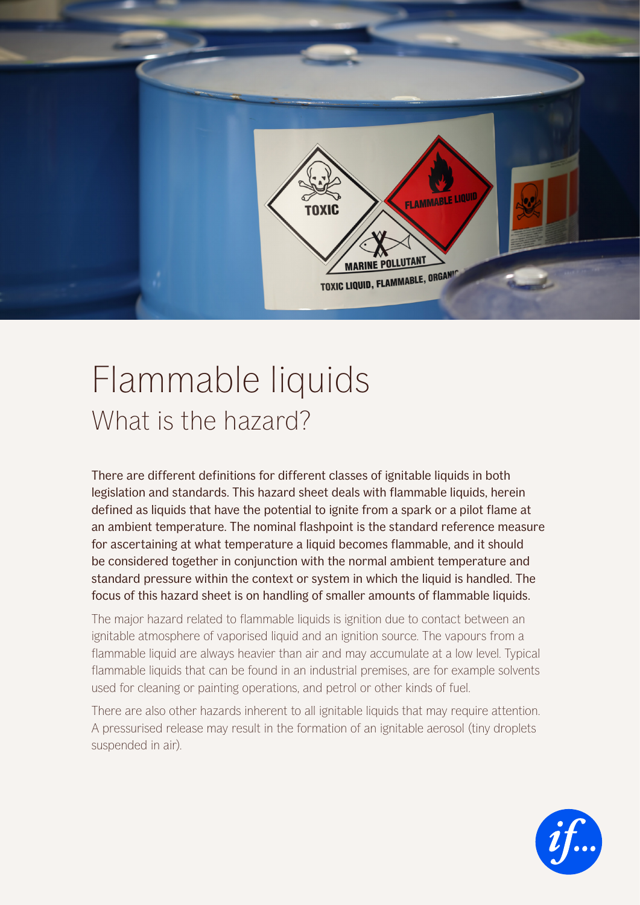# Flammable liquids

## What is the hazard?

There are different definitions for different classes of ignitable liquids in both legislation and standards. This hazard sheet deals with flammable liquids, herein defined as liquids that have the potential to ignite from a spark or a pilot flame at an ambient temperature. The nominal flashpoint is the standard reference measure for ascertaining at what temperature a liquid becomes flammable, and it should be considered together in conjunction with the normal ambient temperature and standard pressure within the context or system in which the liquid is handled. The focus of this hazard sheet is on handling of smaller amounts of flammable liquids.

The major hazard related to flammable liquids is ignition due to contact between an ignitable atmosphere of vaporised liquid and an ignition source. The vapours from a flammable liquid are always heavier than air and may accumulate at a low level. Typical flammable liquids that can be found in an industrial premises, are for example solvents used for cleaning or painting operations, and petrol or other kinds of fuel.

There are also other hazards inherent to all ignitable liquids that may require attention. A pressurised release may result in the formation of an ignitable aerosol (tiny droplets suspended in air).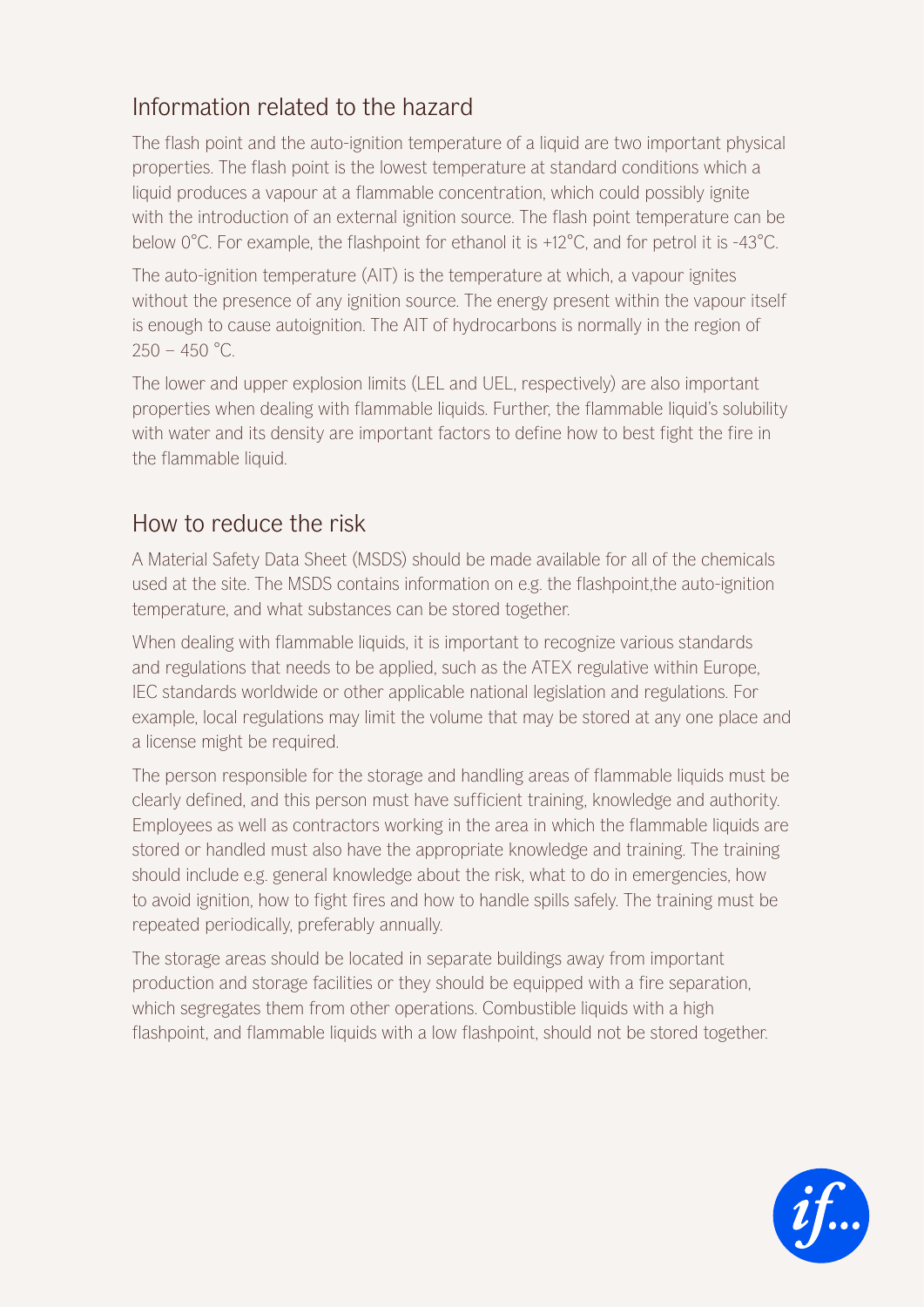## Information related to the hazard

The flash point and the auto-ignition temperature of a liquid are two important physical properties. The flash point is the lowest temperature at standard conditions which a liquid produces a vapour at a flammable concentration, which could possibly ignite with the introduction of an external ignition source. The flash point temperature can be below 0°C. For example, the flashpoint for ethanol it is +12°C, and for petrol it is -43°C.

The auto-ignition temperature (AIT) is the temperature at which, a vapour ignites without the presence of any ignition source. The energy present within the vapour itself is enough to cause autoignition. The AIT of hydrocarbons is normally in the region of 250 – 450 °C.

The lower and upper explosion limits (LEL and UEL, respectively) are also important properties when dealing with flammable liquids. Further, the flammable liquid's solubility with water and its density are important factors to define how to best fight the fire in the flammable liquid.

## How to reduce the risk

A Material Safety Data Sheet (MSDS) should be made available for all of the chemicals used at the site. The MSDS contains information on e.g. the flashpoint,the auto-ignition temperature, and what substances can be stored together.

When dealing with flammable liquids, it is important to recognize various standards and regulations that needs to be applied, such as the ATEX regulative within Europe, IEC standards worldwide or other applicable national legislation and regulations. For example, local regulations may limit the volume that may be stored at any one place and a license might be required.

The person responsible for the storage and handling areas of flammable liquids must be clearly defined, and this person must have sufficient training, knowledge and authority. Employees as well as contractors working in the area in which the flammable liquids are stored or handled must also have the appropriate knowledge and training. The training should include e.g. general knowledge about the risk, what to do in emergencies, how to avoid ignition, how to fight fires and how to handle spills safely. The training must be repeated periodically, preferably annually.

The storage areas should be located in separate buildings away from important production and storage facilities or they should be equipped with a fire separation, which segregates them from other operations. Combustible liquids with a high flashpoint, and flammable liquids with a low flashpoint, should not be stored together.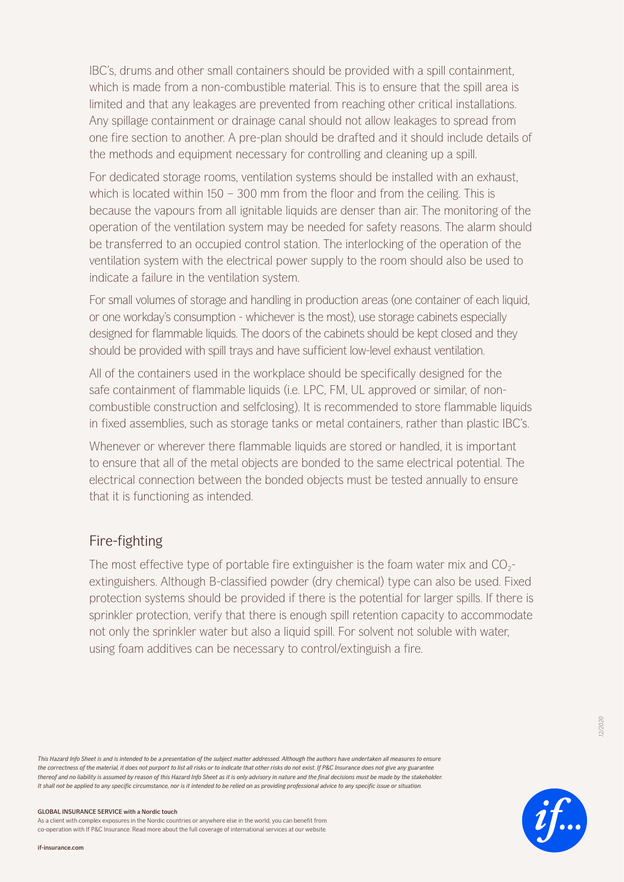IBC's, drums and other small containers should be provided with a spill containment, which is made from a non-combustible material. This is to ensure that the spill area is limited and that any leakages are prevented from reaching other critical installations. Any spillage containment or drainage canal should not allow leakages to spread from one fire section to another. A pre-plan should be drafted and it should include details of the methods and equipment necessary for controlling and cleaning up a spill.

For dedicated storage rooms, ventilation systems should be installed with an exhaust, which is located within 150 – 300 mm from the floor and from the ceiling. This is because the vapours from all ignitable liquids are denser than air. The monitoring of the operation of the ventilation system may be needed for safety reasons. The alarm should be transferred to an occupied control station. The interlocking of the operation of the ventilation system with the electrical power supply to the room should also be used to indicate a failure in the ventilation system.

For small volumes of storage and handling in production areas (one container of each liquid, or one workday's consumption - whichever is the most), use storage cabinets especially designed for flammable liquids. The doors of the cabinets should be kept closed and they should be provided with spill trays and have sufficient low-level exhaust ventilation.

All of the containers used in the workplace should be specifically designed for the safe containment of flammable liquids (i.e. LPC, FM, UL approved or similar, of non-combustible construction and selfclosing). It is recommended to store flammable liquids in fixed assemblies, such as storage tanks or metal containers, rather than plastic IBC's.

Whenever or wherever there flammable liquids are stored or handled, it is important to ensure that all of the metal objects are bonded to the same electrical potential. The electrical connection between the bonded objects must be tested annually to ensure that it is functioning as intended.

## Fire-fighting

The most effective type of portable fire extinguisher is the foam water mix and $CO_2$-extinguishers. Although B-classified powder (dry chemical) type can also be used. Fixed protection systems should be provided if there is the potential for larger spills. If there is sprinkler protection, verify that there is enough spill retention capacity to accommodate not only the sprinkler water but also a liquid spill. For solvent not soluble with water, using foam additives can be necessary to control/extinguish a fire.

*This Hazard Info Sheet is and is intended to be a presentation of the subject matter addressed. Although the authors have undertaken all measures to ensure the correctness of the material, it does not purport to list all risks or to indicate that other risks do not exist. If P&C Insurance does not give any guarantee thereof and no liability is assumed by reason of this Hazard Info Sheet as it is only advisory in nature and the final decisions must be made by the stakeholder. It shall not be applied to any specific circumstance, nor is it intended to be relied on as providing professional advice to any specific issue or situation.*

**GLOBAL INSURANCE SERVICE with a Nordic touch**
As a client with complex exposures in the Nordic countries or anywhere else in the world, you can benefit from co-operation with If P&C Insurance. Read more about the full coverage of international services at our website.

**if-insurance.com**

12/2020